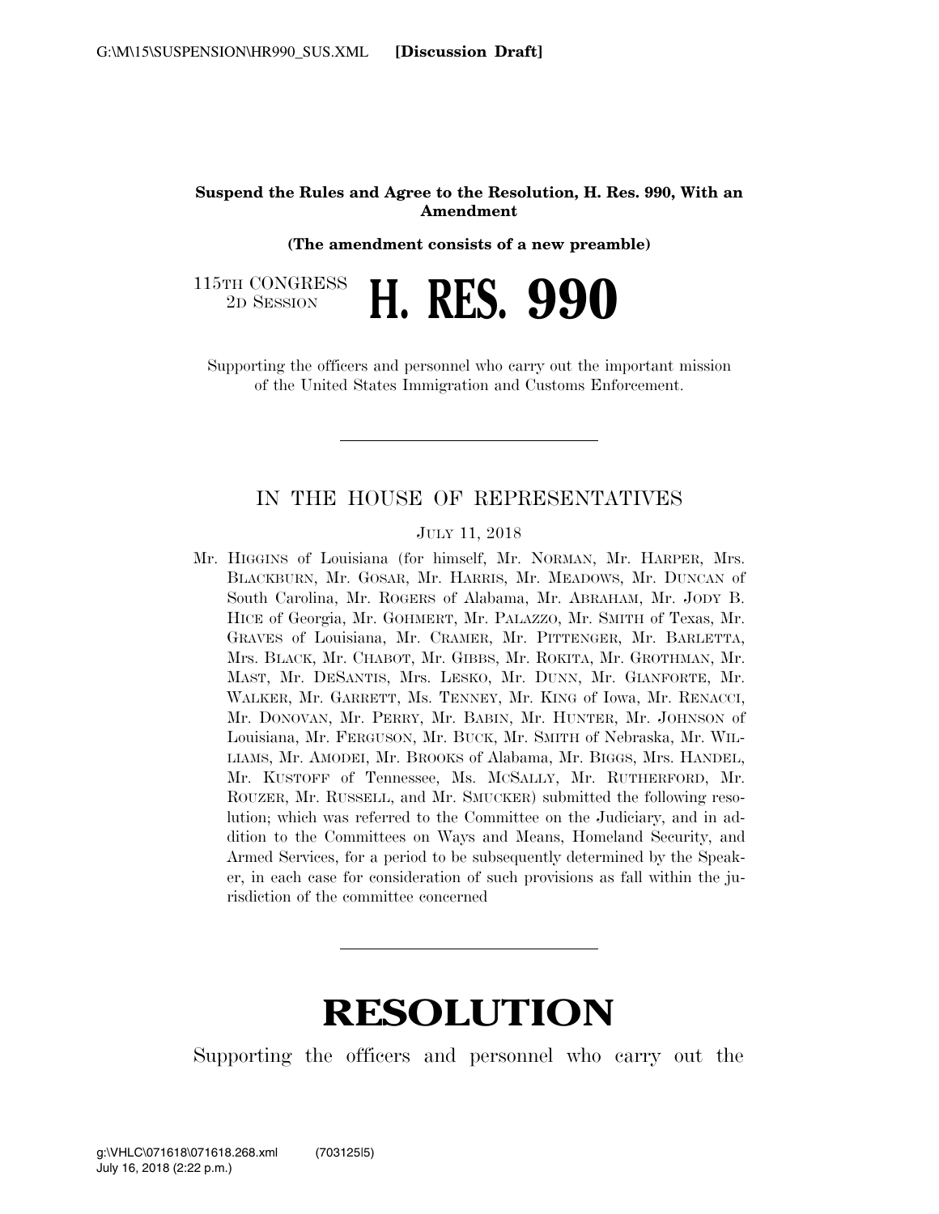**Suspend the Rules and Agree to the Resolution, H. Res. 990, With an Amendment**

**(The amendment consists of a new preamble)**

115TH CONGRESS
2D SESSION

# H. RES. 990

Supporting the officers and personnel who carry out the important mission of the United States Immigration and Customs Enforcement.

---

## IN THE HOUSE OF REPRESENTATIVES

JULY 11, 2018

Mr. HIGGINS of Louisiana (for himself, Mr. NORMAN, Mr. HARPER, Mrs. BLACKBURN, Mr. GOSAR, Mr. HARRIS, Mr. MEADOWS, Mr. DUNCAN of South Carolina, Mr. ROGERS of Alabama, Mr. ABRAHAM, Mr. JODY B. HICE of Georgia, Mr. GOHMERT, Mr. PALAZZO, Mr. SMITH of Texas, Mr. GRAVES of Louisiana, Mr. CRAMER, Mr. PITTENGER, Mr. BARLETTA, Mrs. BLACK, Mr. CHABOT, Mr. GIBBS, Mr. ROKITA, Mr. GROTHMAN, Mr. MAST, Mr. DESANTIS, Mrs. LESKO, Mr. DUNN, Mr. GIANFORTE, Mr. WALKER, Mr. GARRETT, Ms. TENNEY, Mr. KING of Iowa, Mr. RENACCI, Mr. DONOVAN, Mr. PERRY, Mr. BABIN, Mr. HUNTER, Mr. JOHNSON of Louisiana, Mr. FERGUSON, Mr. BUCK, Mr. SMITH of Nebraska, Mr. WILLIAMS, Mr. AMODEI, Mr. BROOKS of Alabama, Mr. BIGGS, Mrs. HANDEL, Mr. KUSTOFF of Tennessee, Ms. MCSALLY, Mr. RUTHERFORD, Mr. ROUZER, Mr. RUSSELL, and Mr. SMUCKER) submitted the following resolution; which was referred to the Committee on the Judiciary, and in addition to the Committees on Ways and Means, Homeland Security, and Armed Services, for a period to be subsequently determined by the Speaker, in each case for consideration of such provisions as fall within the jurisdiction of the committee concerned

---

# RESOLUTION

Supporting the officers and personnel who carry out the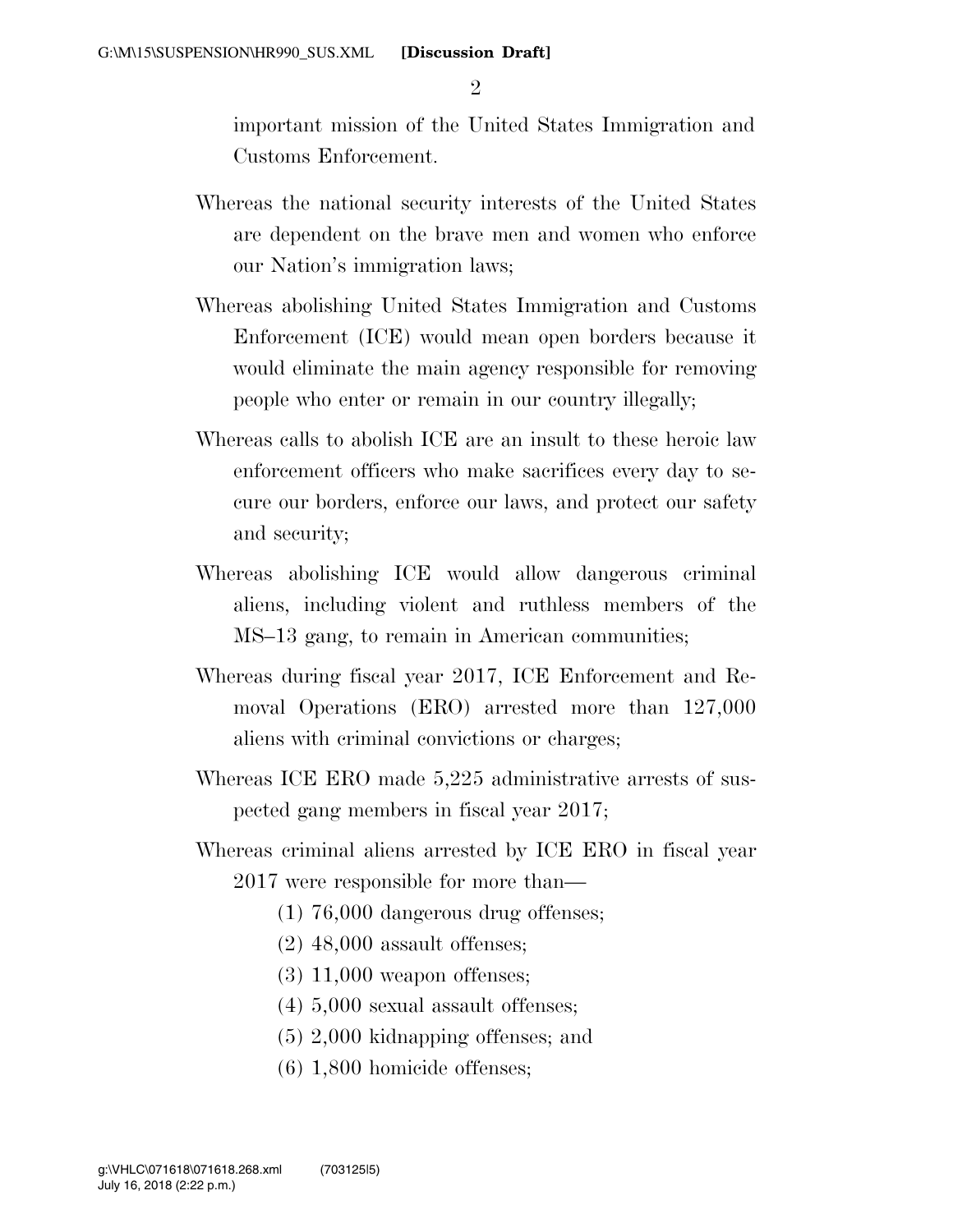important mission of the United States Immigration and Customs Enforcement.

Whereas the national security interests of the United States are dependent on the brave men and women who enforce our Nation's immigration laws;

Whereas abolishing United States Immigration and Customs Enforcement (ICE) would mean open borders because it would eliminate the main agency responsible for removing people who enter or remain in our country illegally;

Whereas calls to abolish ICE are an insult to these heroic law enforcement officers who make sacrifices every day to secure our borders, enforce our laws, and protect our safety and security;

Whereas abolishing ICE would allow dangerous criminal aliens, including violent and ruthless members of the MS–13 gang, to remain in American communities;

Whereas during fiscal year 2017, ICE Enforcement and Removal Operations (ERO) arrested more than 127,000 aliens with criminal convictions or charges;

Whereas ICE ERO made 5,225 administrative arrests of suspected gang members in fiscal year 2017;

Whereas criminal aliens arrested by ICE ERO in fiscal year 2017 were responsible for more than—

(1) 76,000 dangerous drug offenses;

(2) 48,000 assault offenses;

(3) 11,000 weapon offenses;

(4) 5,000 sexual assault offenses;

(5) 2,000 kidnapping offenses; and

(6) 1,800 homicide offenses;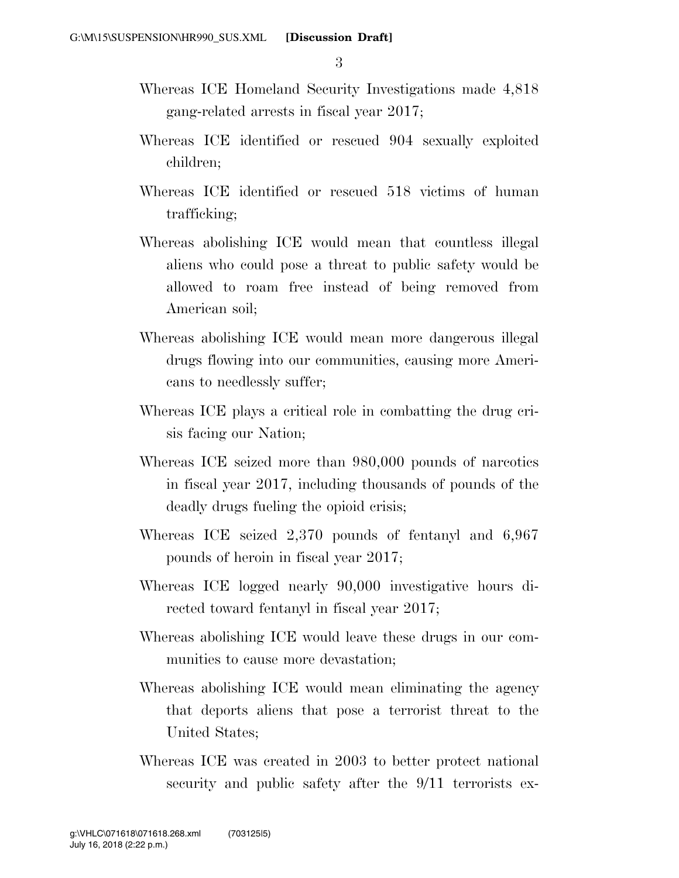Whereas ICE Homeland Security Investigations made 4,818 gang-related arrests in fiscal year 2017;

Whereas ICE identified or rescued 904 sexually exploited children;

Whereas ICE identified or rescued 518 victims of human trafficking;

Whereas abolishing ICE would mean that countless illegal aliens who could pose a threat to public safety would be allowed to roam free instead of being removed from American soil;

Whereas abolishing ICE would mean more dangerous illegal drugs flowing into our communities, causing more Americans to needlessly suffer;

Whereas ICE plays a critical role in combatting the drug crisis facing our Nation;

Whereas ICE seized more than 980,000 pounds of narcotics in fiscal year 2017, including thousands of pounds of the deadly drugs fueling the opioid crisis;

Whereas ICE seized 2,370 pounds of fentanyl and 6,967 pounds of heroin in fiscal year 2017;

Whereas ICE logged nearly 90,000 investigative hours directed toward fentanyl in fiscal year 2017;

Whereas abolishing ICE would leave these drugs in our communities to cause more devastation;

Whereas abolishing ICE would mean eliminating the agency that deports aliens that pose a terrorist threat to the United States;

Whereas ICE was created in 2003 to better protect national security and public safety after the 9/11 terrorists ex-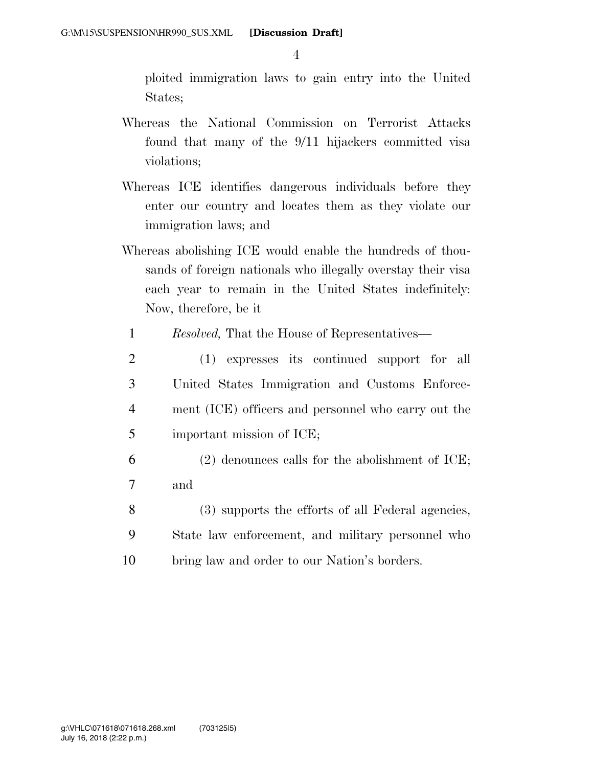ploited immigration laws to gain entry into the United States;

Whereas the National Commission on Terrorist Attacks found that many of the 9/11 hijackers committed visa violations;

Whereas ICE identifies dangerous individuals before they enter our country and locates them as they violate our immigration laws; and

Whereas abolishing ICE would enable the hundreds of thousands of foreign nationals who illegally overstay their visa each year to remain in the United States indefinitely: Now, therefore, be it

1 *Resolved,* That the House of Representatives—

2 (1) expresses its continued support for all
3 United States Immigration and Customs Enforce-
4 ment (ICE) officers and personnel who carry out the
5 important mission of ICE;

6 (2) denounces calls for the abolishment of ICE;
7 and

8 (3) supports the efforts of all Federal agencies,
9 State law enforcement, and military personnel who
10 bring law and order to our Nation's borders.